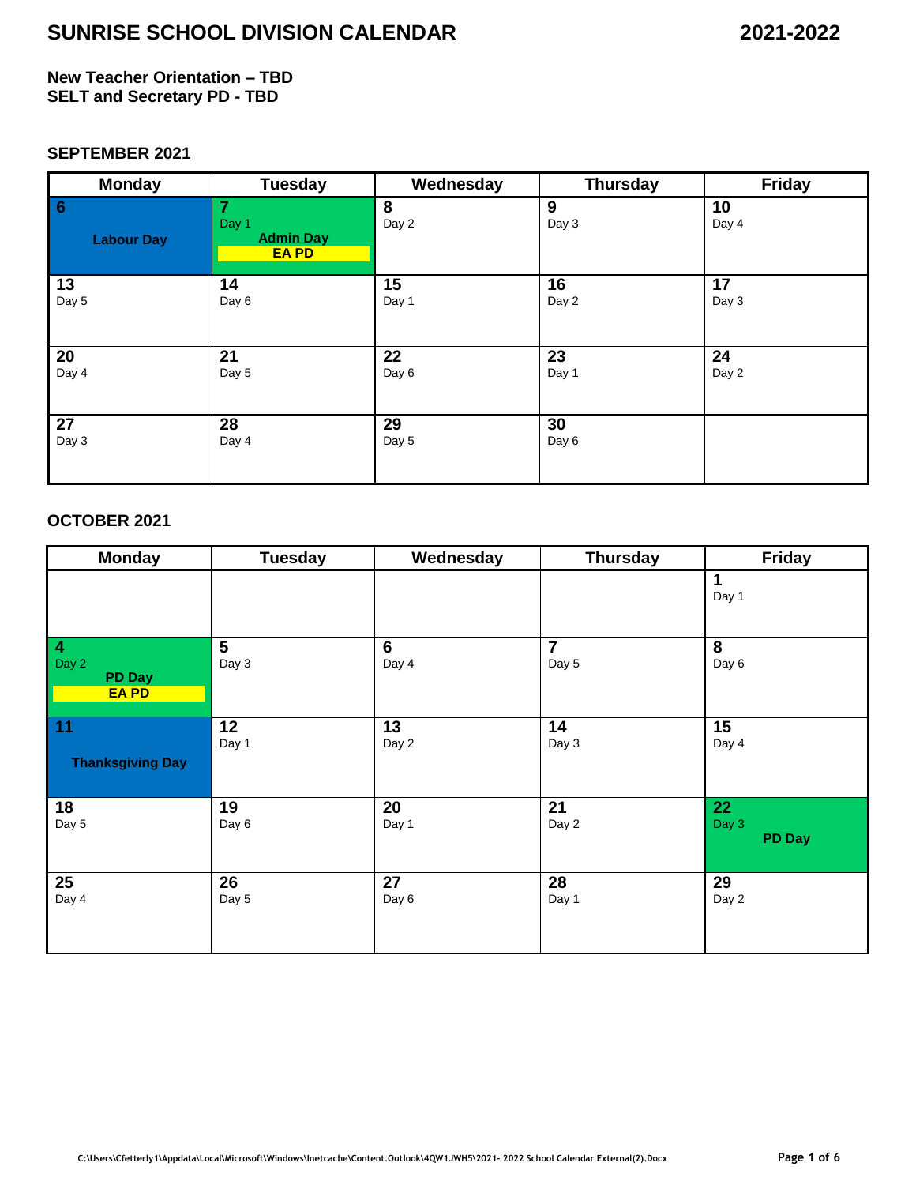# SUNRISE SCHOOL DIVISION CALENDAR 2021-2022

**New Teacher Orientation – TBD**
**SELT and Secretary PD - TBD**

### SEPTEMBER 2021

| Monday | Tuesday | Wednesday | Thursday | Friday |
|---|---|---|---|---|
| **6** **Labour Day** | **7** Day 1 **Admin Day** **EA PD** | **8** Day 2 | **9** Day 3 | **10** Day 4 |
| **13** Day 5 | **14** Day 6 | **15** Day 1 | **16** Day 2 | **17** Day 3 |
| **20** Day 4 | **21** Day 5 | **22** Day 6 | **23** Day 1 | **24** Day 2 |
| **27** Day 3 | **28** Day 4 | **29** Day 5 | **30** Day 6 | |

### OCTOBER 2021

| Monday | Tuesday | Wednesday | Thursday | Friday |
|---|---|---|---|---|
| | | | | **1** Day 1 |
| **4** Day 2 **PD Day** **EA PD** | **5** Day 3 | **6** Day 4 | **7** Day 5 | **8** Day 6 |
| **11** **Thanksgiving Day** | **12** Day 1 | **13** Day 2 | **14** Day 3 | **15** Day 4 |
| **18** Day 5 | **19** Day 6 | **20** Day 1 | **21** Day 2 | **22** Day 3 **PD Day** |
| **25** Day 4 | **26** Day 5 | **27** Day 6 | **28** Day 1 | **29** Day 2 |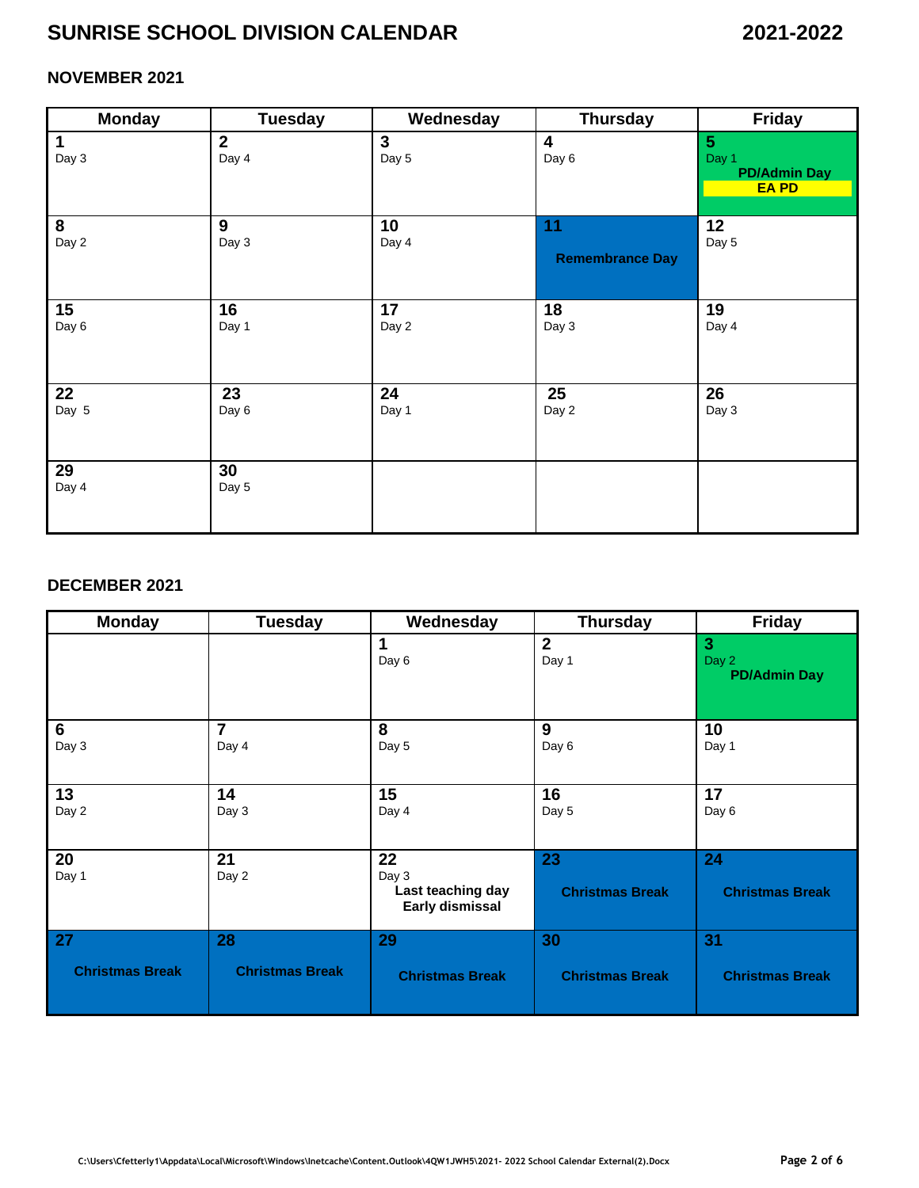# SUNRISE SCHOOL DIVISION CALENDAR 2021-2022

## NOVEMBER 2021

| Monday | Tuesday | Wednesday | Thursday | Friday |
|---|---|---|---|---|
| **1**<br>Day 3 | **2**<br>Day 4 | **3**<br>Day 5 | **4**<br>Day 6 | **5**<br>Day 1<br>**PD/Admin Day**<br>**EA PD** |
| **8**<br>Day 2 | **9**<br>Day 3 | **10**<br>Day 4 | **11**<br>**Remembrance Day** | **12**<br>Day 5 |
| **15**<br>Day 6 | **16**<br>Day 1 | **17**<br>Day 2 | **18**<br>Day 3 | **19**<br>Day 4 |
| **22**<br>Day 5 | **23**<br>Day 6 | **24**<br>Day 1 | **25**<br>Day 2 | **26**<br>Day 3 |
| **29**<br>Day 4 | **30**<br>Day 5 | | | |

## DECEMBER 2021

| Monday | Tuesday | Wednesday | Thursday | Friday |
|---|---|---|---|---|
| | | **1**<br>Day 6 | **2**<br>Day 1 | **3**<br>Day 2<br>**PD/Admin Day** |
| **6**<br>Day 3 | **7**<br>Day 4 | **8**<br>Day 5 | **9**<br>Day 6 | **10**<br>Day 1 |
| **13**<br>Day 2 | **14**<br>Day 3 | **15**<br>Day 4 | **16**<br>Day 5 | **17**<br>Day 6 |
| **20**<br>Day 1 | **21**<br>Day 2 | **22**<br>Day 3<br>**Last teaching day**<br>**Early dismissal** | **23**<br>**Christmas Break** | **24**<br>**Christmas Break** |
| **27**<br>**Christmas Break** | **28**<br>**Christmas Break** | **29**<br>**Christmas Break** | **30**<br>**Christmas Break** | **31**<br>**Christmas Break** |

C:\Users\Cfetterly1\Appdata\Local\Microsoft\Windows\Inetcache\Content.Outlook\4QW1JWH5\2021- 2022 School Calendar External(2).Docx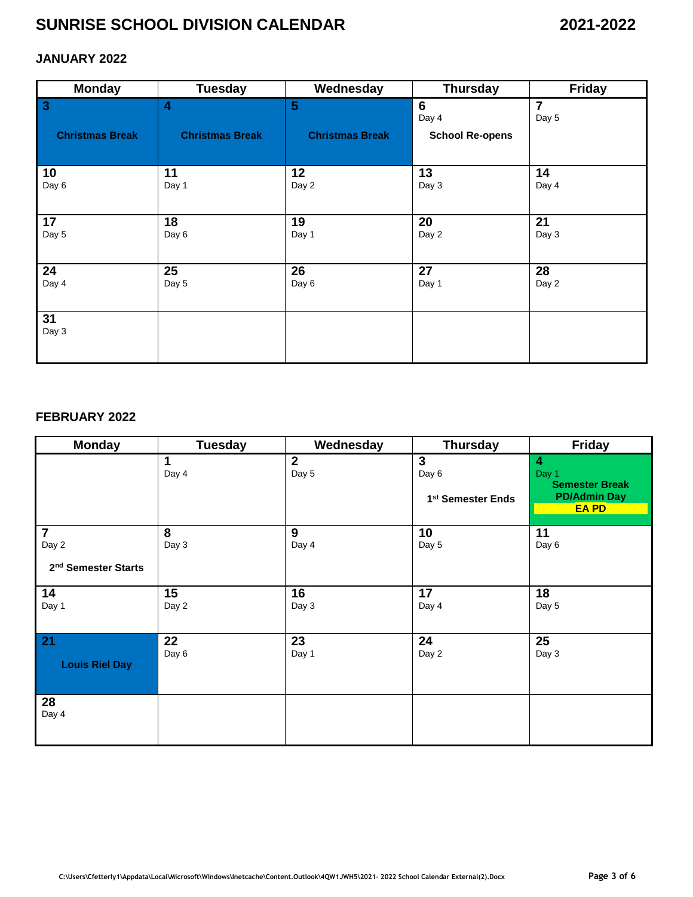# SUNRISE SCHOOL DIVISION CALENDAR 2021-2022

## JANUARY 2022

| Monday | Tuesday | Wednesday | Thursday | Friday |
|---|---|---|---|---|
| **3** **Christmas Break** | **4** **Christmas Break** | **5** **Christmas Break** | **6** Day 4 **School Re-opens** | **7** Day 5 |
| **10** Day 6 | **11** Day 1 | **12** Day 2 | **13** Day 3 | **14** Day 4 |
| **17** Day 5 | **18** Day 6 | **19** Day 1 | **20** Day 2 | **21** Day 3 |
| **24** Day 4 | **25** Day 5 | **26** Day 6 | **27** Day 1 | **28** Day 2 |
| **31** Day 3 | | | | |

## FEBRUARY 2022

| Monday | Tuesday | Wednesday | Thursday | Friday |
|---|---|---|---|---|
| | **1** Day 4 | **2** Day 5 | **3** Day 6 **1st Semester Ends** | **4** Day 1 **Semester Break PD/Admin Day** **EA PD** |
| **7** Day 2 **2nd Semester Starts** | **8** Day 3 | **9** Day 4 | **10** Day 5 | **11** Day 6 |
| **14** Day 1 | **15** Day 2 | **16** Day 3 | **17** Day 4 | **18** Day 5 |
| **21** **Louis Riel Day** | **22** Day 6 | **23** Day 1 | **24** Day 2 | **25** Day 3 |
| **28** Day 4 | | | | |

C:\Users\Cfetterly1\Appdata\Local\Microsoft\Windows\Inetcache\Content.Outlook\4QW1JWH5\2021- 2022 School Calendar External(2).Docx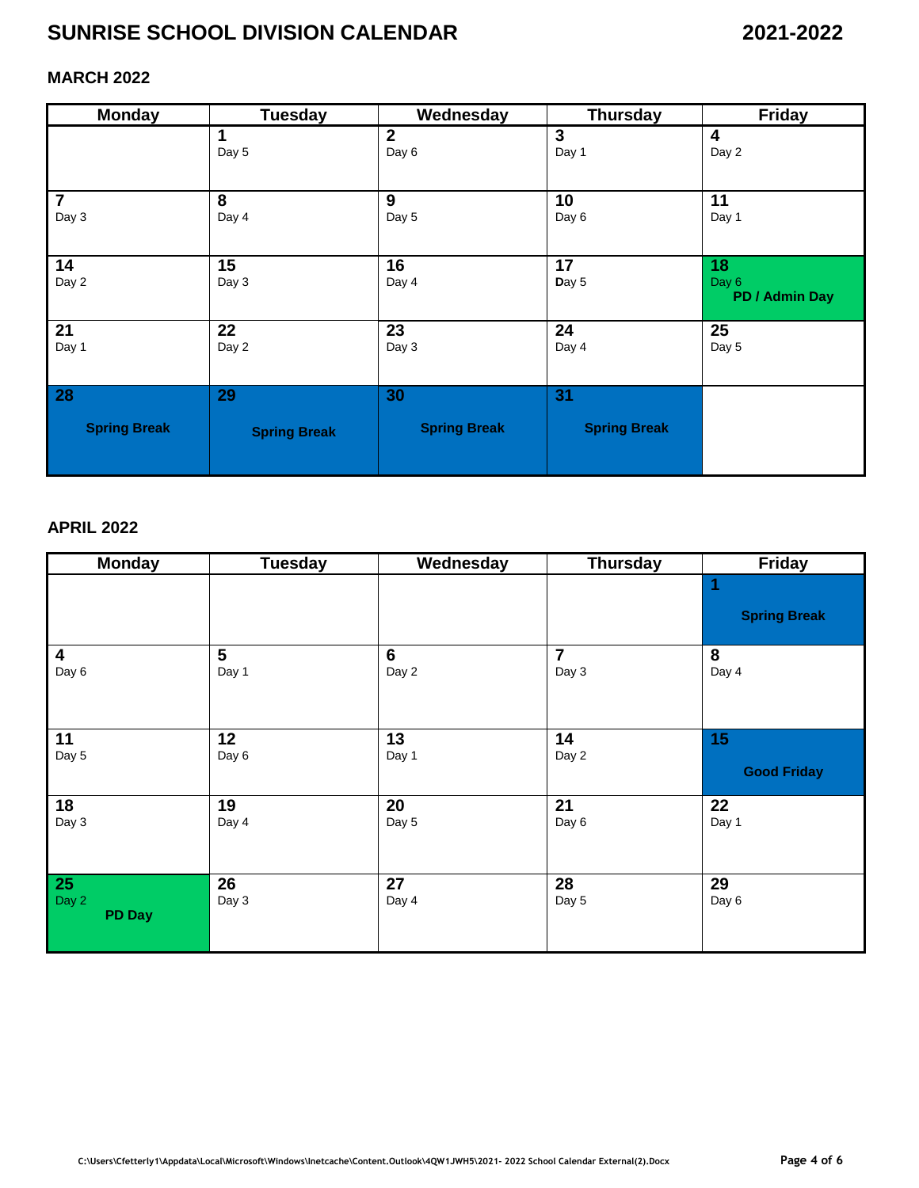# SUNRISE SCHOOL DIVISION CALENDAR 2021-2022

## MARCH 2022

| Monday | Tuesday | Wednesday | Thursday | Friday |
|---|---|---|---|---|
| | **1** Day 5 | **2** Day 6 | **3** Day 1 | **4** Day 2 |
| **7** Day 3 | **8** Day 4 | **9** Day 5 | **10** Day 6 | **11** Day 1 |
| **14** Day 2 | **15** Day 3 | **16** Day 4 | **17** Day 5 | **18** Day 6 **PD / Admin Day** |
| **21** Day 1 | **22** Day 2 | **23** Day 3 | **24** Day 4 | **25** Day 5 |
| **28** **Spring Break** | **29** **Spring Break** | **30** **Spring Break** | **31** **Spring Break** | |

## APRIL 2022

| Monday | Tuesday | Wednesday | Thursday | Friday |
|---|---|---|---|---|
| | | | | **1** **Spring Break** |
| **4** Day 6 | **5** Day 1 | **6** Day 2 | **7** Day 3 | **8** Day 4 |
| **11** Day 5 | **12** Day 6 | **13** Day 1 | **14** Day 2 | **15** **Good Friday** |
| **18** Day 3 | **19** Day 4 | **20** Day 5 | **21** Day 6 | **22** Day 1 |
| **25** Day 2 **PD Day** | **26** Day 3 | **27** Day 4 | **28** Day 5 | **29** Day 6 |

C:\Users\Cfetterly1\Appdata\Local\Microsoft\Windows\Inetcache\Content.Outlook\4QW1JWH5\2021- 2022 School Calendar External(2).Docx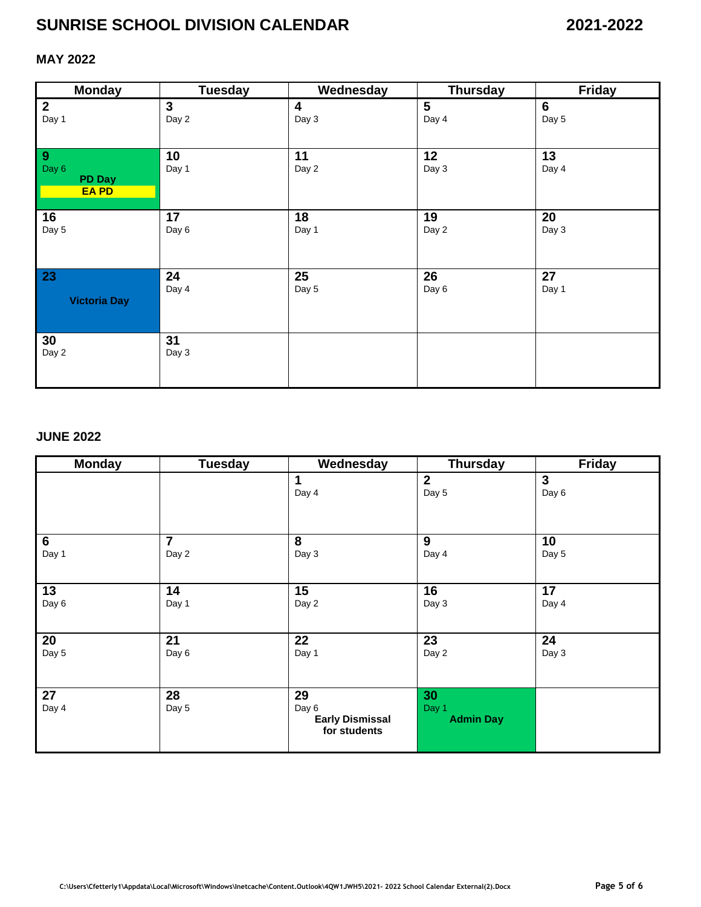# SUNRISE SCHOOL DIVISION CALENDAR 2021-2022

## MAY 2022

| Monday | Tuesday | Wednesday | Thursday | Friday |
|---|---|---|---|---|
| **2** Day 1 | **3** Day 2 | **4** Day 3 | **5** Day 4 | **6** Day 5 |
| **9** Day 6 **PD Day** **EA PD** | **10** Day 1 | **11** Day 2 | **12** Day 3 | **13** Day 4 |
| **16** Day 5 | **17** Day 6 | **18** Day 1 | **19** Day 2 | **20** Day 3 |
| **23** **Victoria Day** | **24** Day 4 | **25** Day 5 | **26** Day 6 | **27** Day 1 |
| **30** Day 2 | **31** Day 3 | | | |

## JUNE 2022

| Monday | Tuesday | Wednesday | Thursday | Friday |
|---|---|---|---|---|
| | | **1** Day 4 | **2** Day 5 | **3** Day 6 |
| **6** Day 1 | **7** Day 2 | **8** Day 3 | **9** Day 4 | **10** Day 5 |
| **13** Day 6 | **14** Day 1 | **15** Day 2 | **16** Day 3 | **17** Day 4 |
| **20** Day 5 | **21** Day 6 | **22** Day 1 | **23** Day 2 | **24** Day 3 |
| **27** Day 4 | **28** Day 5 | **29** Day 6 **Early Dismissal for students** | **30** Day 1 **Admin Day** | |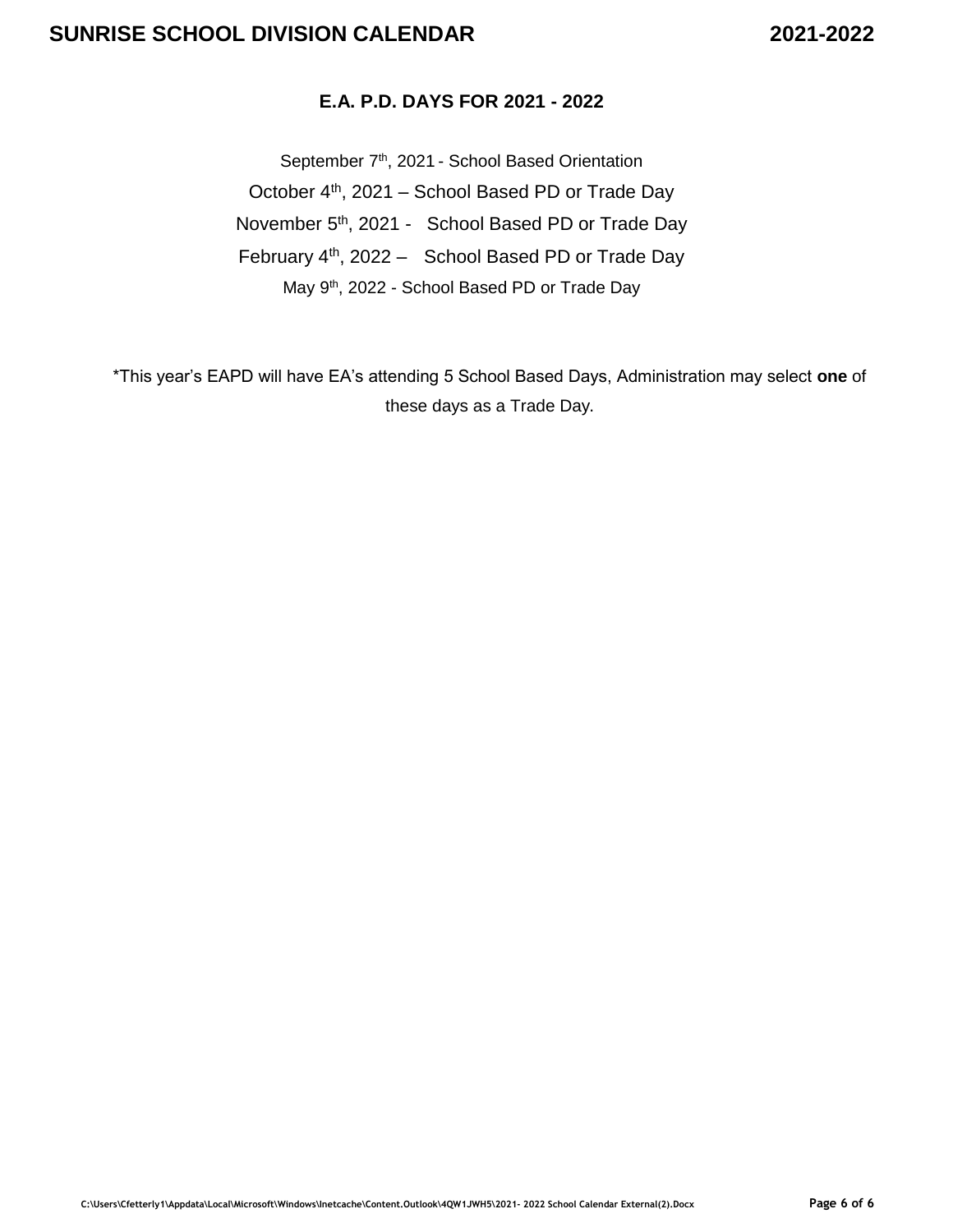## E.A. P.D. DAYS FOR 2021 - 2022

September 7th, 2021 - School Based Orientation

October 4th, 2021 – School Based PD or Trade Day

November 5th, 2021 - School Based PD or Trade Day

February 4th, 2022 – School Based PD or Trade Day

May 9th, 2022 - School Based PD or Trade Day

*This year's EAPD will have EA's attending 5 School Based Days, Administration may select **one** of these days as a Trade Day.